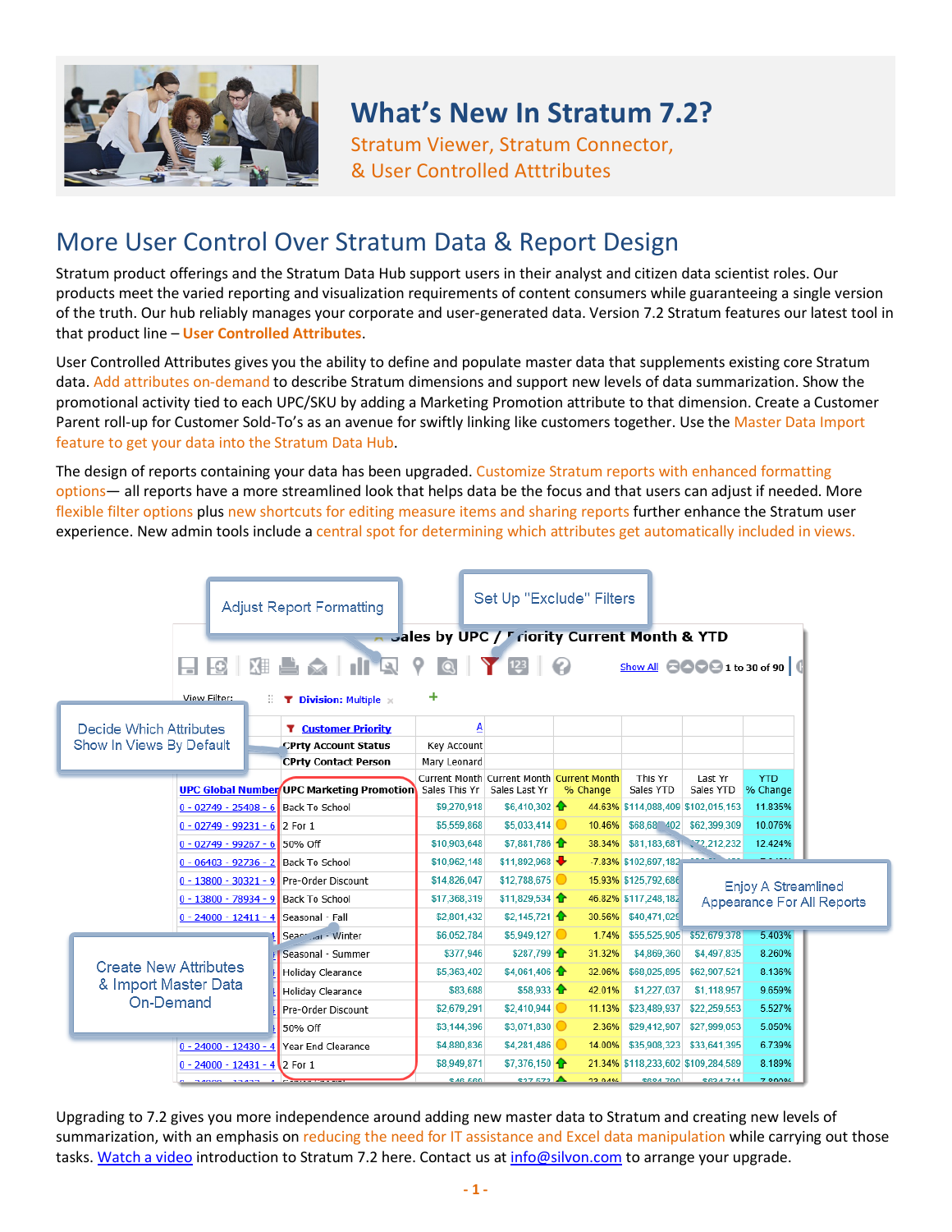# What's New In Stratum 7.2?

## Stratum Viewer, Stratum Connector, & User Controlled Atttributes

# More User Control Over Stratum Data & Report Design

Stratum product offerings and the Stratum Data Hub support users in their analyst and citizen data scientist roles. Our products meet the varied reporting and visualization requirements of content consumers while guaranteeing a single version of the truth. Our hub reliably manages your corporate and user-generated data. Version 7.2 Stratum features our latest tool in that product line – **User Controlled Attributes**.

User Controlled Attributes gives you the ability to define and populate master data that supplements existing core Stratum data. Add attributes on-demand to describe Stratum dimensions and support new levels of data summarization. Show the promotional activity tied to each UPC/SKU by adding a Marketing Promotion attribute to that dimension. Create a Customer Parent roll-up for Customer Sold-To's as an avenue for swiftly linking like customers together. Use the Master Data Import feature to get your data into the Stratum Data Hub.

The design of reports containing your data has been upgraded. Customize Stratum reports with enhanced formatting options— all reports have a more streamlined look that helps data be the focus and that users can adjust if needed. More flexible filter options plus new shortcuts for editing measure items and sharing reports further enhance the Stratum user experience. New admin tools include a central spot for determining which attributes get automatically included in views.

Adjust Report Formatting

Set Up "Exclude" Filters

Decide Which Attributes Show In Views By Default

Enjoy A Streamlined Appearance For All Reports

Create New Attributes & Import Master Data On-Demand

**Sales by UPC / Priority Current Month & YTD**

View Filter: Division: Multiple

Show All 1 to 30 of 90

| | Customer Priority | A | | | | | |
|---|---|---|---|---|---|---|---|
| | CPrty Account Status | Key Account | | | | | |
| | CPrty Contact Person | Mary Leonard | | | | | |
| UPC Global Number | UPC Marketing Promotion | Current Month Sales This Yr | Current Month Sales Last Yr | Current Month % Change | This Yr Sales YTD | Last Yr Sales YTD | YTD % Change |
| 0 - 02749 - 25408 - 6 | Back To School | $9,270,918 | $6,410,302 | 44.63% | $114,088,409 | $102,015,153 | 11.835% |
| 0 - 02749 - 99231 - 6 | 2 For 1 | $5,559,868 | $5,033,414 | 10.46% | $68,68_,402 | $62,399,309 | 10.076% |
| 0 - 02749 - 99267 - 6 | 50% Off | $10,903,648 | $7,881,786 | 38.34% | $81,183,681 | $72,212,232 | 12.424% |
| 0 - 06403 - 92736 - 2 | Back To School | $10,962,148 | $11,892,968 | -7.83% | $102,697,182 | | |
| 0 - 13800 - 30321 - 9 | Pre-Order Discount | $14,826,047 | $12,788,675 | 15.93% | $125,792,686 | | |
| 0 - 13800 - 78934 - 9 | Back To School | $17,368,319 | $11,829,534 | 46.82% | $117,248,182 | | |
| 0 - 24000 - 12411 - 4 | Seasonal - Fall | $2,801,432 | $2,145,721 | 30.56% | $40,471,029 | | |
| | Seasonal - Winter | $6,052,784 | $5,949,127 | 1.74% | $55,525,905 | $52,679,378 | 5.403% |
| | Seasonal - Summer | $377,946 | $287,799 | 31.32% | $4,869,360 | $4,497,835 | 8.260% |
| | Holiday Clearance | $5,363,402 | $4,061,406 | 32.06% | $68,025,695 | $62,907,521 | 8.136% |
| | Holiday Clearance | $83,688 | $58,933 | 42.01% | $1,227,037 | $1,118,957 | 9.659% |
| | Pre-Order Discount | $2,679,291 | $2,410,944 | 11.13% | $23,489,937 | $22,259,553 | 5.527% |
| | 50% Off | $3,144,396 | $3,071,830 | 2.36% | $29,412,907 | $27,999,053 | 5.050% |
| 0 - 24000 - 12430 - 4 | Year End Clearance | $4,880,836 | $4,281,486 | 14.00% | $35,908,323 | $33,641,395 | 6.739% |
| 0 - 24000 - 12431 - 4 | 2 For 1 | $8,949,871 | $7,376,150 | 21.34% | $118,233,602 | $109,284,589 | 8.189% |

Upgrading to 7.2 gives you more independence around adding new master data to Stratum and creating new levels of summarization, with an emphasis on reducing the need for IT assistance and Excel data manipulation while carrying out those tasks. Watch a video introduction to Stratum 7.2 here. Contact us at info@silvon.com to arrange your upgrade.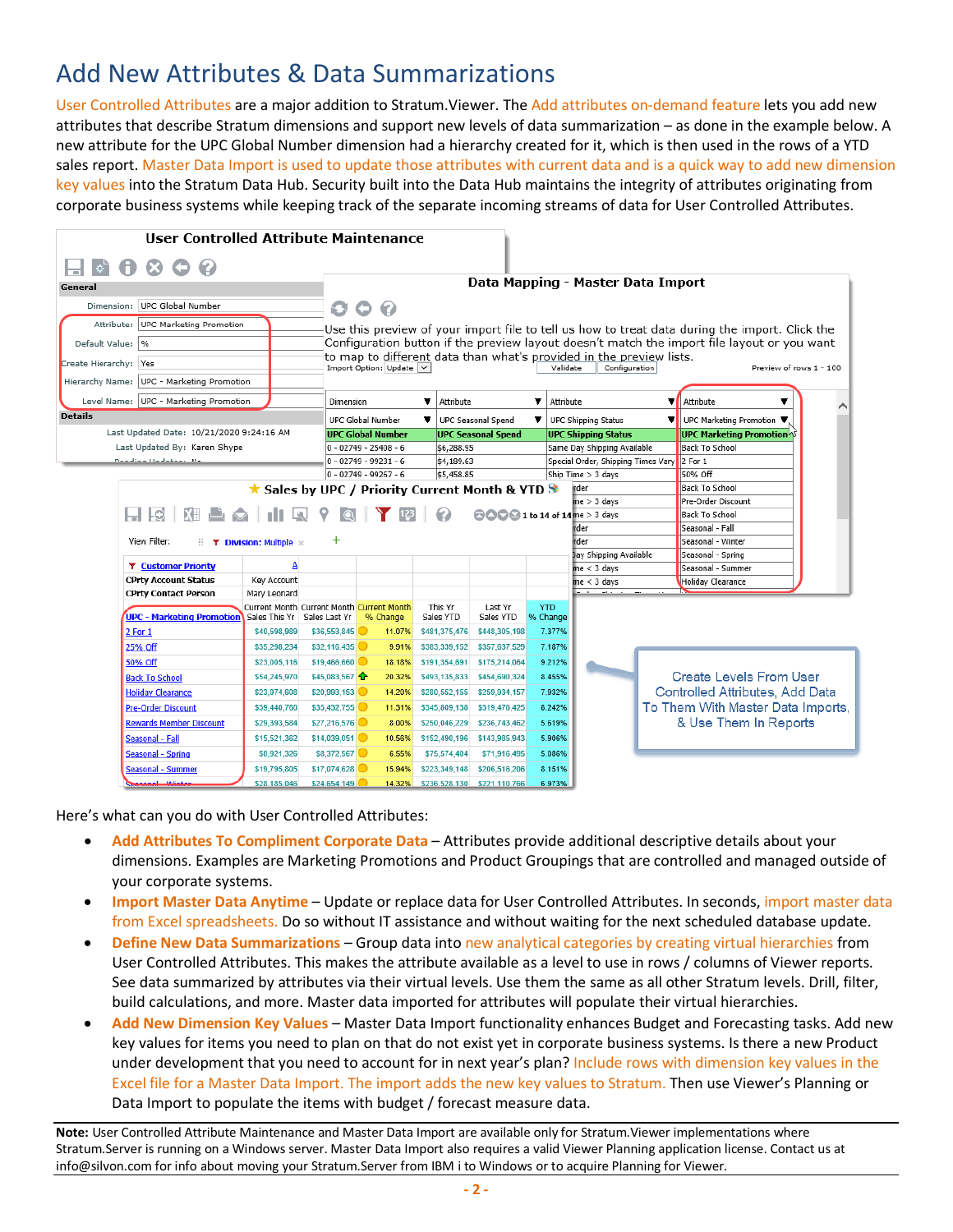# Add New Attributes & Data Summarizations

User Controlled Attributes are a major addition to Stratum.Viewer. The Add attributes on-demand feature lets you add new attributes that describe Stratum dimensions and support new levels of data summarization – as done in the example below. A new attribute for the UPC Global Number dimension had a hierarchy created for it, which is then used in the rows of a YTD sales report. Master Data Import is used to update those attributes with current data and is a quick way to add new dimension key values into the Stratum Data Hub. Security built into the Data Hub maintains the integrity of attributes originating from corporate business systems while keeping track of the separate incoming streams of data for User Controlled Attributes.

Create Levels From User Controlled Attributes, Add Data To Them With Master Data Imports, & Use Them In Reports

Here's what can you do with User Controlled Attributes:

- **Add Attributes To Compliment Corporate Data** – Attributes provide additional descriptive details about your dimensions. Examples are Marketing Promotions and Product Groupings that are controlled and managed outside of your corporate systems.
- **Import Master Data Anytime** – Update or replace data for User Controlled Attributes. In seconds, import master data from Excel spreadsheets. Do so without IT assistance and without waiting for the next scheduled database update.
- **Define New Data Summarizations** – Group data into new analytical categories by creating virtual hierarchies from User Controlled Attributes. This makes the attribute available as a level to use in rows / columns of Viewer reports. See data summarized by attributes via their virtual levels. Use them the same as all other Stratum levels. Drill, filter, build calculations, and more. Master data imported for attributes will populate their virtual hierarchies.
- **Add New Dimension Key Values** – Master Data Import functionality enhances Budget and Forecasting tasks. Add new key values for items you need to plan on that do not exist yet in corporate business systems. Is there a new Product under development that you need to account for in next year's plan? Include rows with dimension key values in the Excel file for a Master Data Import. The import adds the new key values to Stratum. Then use Viewer's Planning or Data Import to populate the items with budget / forecast measure data.

**Note:** User Controlled Attribute Maintenance and Master Data Import are available only for Stratum.Viewer implementations where Stratum.Server is running on a Windows server. Master Data Import also requires a valid Viewer Planning application license. Contact us at info@silvon.com for info about moving your Stratum.Server from IBM i to Windows or to acquire Planning for Viewer.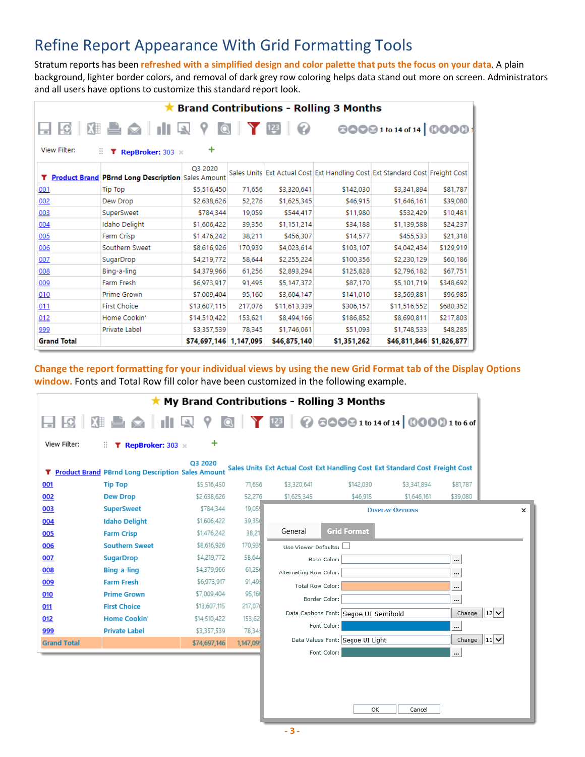# Refine Report Appearance With Grid Formatting Tools

Stratum reports has been **refreshed with a simplified design and color palette that puts the focus on your data**. A plain background, lighter border colors, and removal of dark grey row coloring helps data stand out more on screen. Administrators and all users have options to customize this standard report look.

**Brand Contributions - Rolling 3 Months**

1 to 14 of 14

View Filter: RepBroker: 303

| Product Brand | PBrnd Long Description | Q3 2020 Sales Amount | Sales Units | Ext Actual Cost | Ext Handling Cost | Ext Standard Cost | Freight Cost |
|---|---|---|---|---|---|---|---|
| 001 | Tip Top | $5,516,450 | 71,656 | $3,320,641 | $142,030 | $3,341,894 | $81,787 |
| 002 | Dew Drop | $2,638,626 | 52,276 | $1,625,345 | $46,915 | $1,646,161 | $39,080 |
| 003 | SuperSweet | $784,344 | 19,059 | $544,417 | $11,980 | $532,429 | $10,481 |
| 004 | Idaho Delight | $1,606,422 | 39,356 | $1,151,214 | $34,188 | $1,139,588 | $24,237 |
| 005 | Farm Crisp | $1,476,242 | 38,211 | $456,307 | $14,577 | $455,533 | $21,318 |
| 006 | Southern Sweet | $8,616,926 | 170,939 | $4,023,614 | $103,107 | $4,042,434 | $129,919 |
| 007 | SugarDrop | $4,219,772 | 58,644 | $2,255,224 | $100,356 | $2,230,129 | $60,186 |
| 008 | Bing-a-ling | $4,379,966 | 61,256 | $2,893,294 | $125,828 | $2,796,182 | $67,751 |
| 009 | Farm Fresh | $6,973,917 | 91,495 | $5,147,372 | $87,170 | $5,101,719 | $348,692 |
| 010 | Prime Grown | $7,009,404 | 95,160 | $3,604,147 | $141,010 | $3,569,881 | $96,985 |
| 011 | First Choice | $13,607,115 | 217,076 | $11,613,339 | $306,157 | $11,516,552 | $680,352 |
| 012 | Home Cookin' | $14,510,422 | 153,621 | $8,494,166 | $186,852 | $8,690,811 | $217,803 |
| 999 | Private Label | $3,357,539 | 78,345 | $1,746,061 | $51,093 | $1,748,533 | $48,285 |
| **Grand Total** | | **$74,697,146** | **1,147,095** | **$46,875,140** | **$1,351,262** | **$46,811,846** | **$1,826,877** |

**Change the report formatting for your individual views by using the new Grid Format tab of the Display Options window.** Fonts and Total Row fill color have been customized in the following example.

**My Brand Contributions - Rolling 3 Months**

1 to 14 of 14 | 1 to 6 of

View Filter: RepBroker: 303

| Product Brand | PBrnd Long Description | Q3 2020 Sales Amount | Sales Units | Ext Actual Cost | Ext Handling Cost | Ext Standard Cost | Freight Cost |
|---|---|---|---|---|---|---|---|
| 001 | Tip Top | $5,516,450 | 71,656 | $3,320,641 | $142,030 | $3,341,894 | $81,787 |
| 002 | Dew Drop | $2,638,626 | 52,276 | $1,625,345 | $46,915 | $1,646,161 | $39,080 |
| 003 | SuperSweet | $784,344 | 19,059 | | | | |
| 004 | Idaho Delight | $1,606,422 | 39,356 | | | | |
| 005 | Farm Crisp | $1,476,242 | 38,211 | | | | |
| 006 | Southern Sweet | $8,616,926 | 170,939 | | | | |
| 007 | SugarDrop | $4,219,772 | 58,644 | | | | |
| 008 | Bing-a-ling | $4,379,966 | 61,256 | | | | |
| 009 | Farm Fresh | $6,973,917 | 91,495 | | | | |
| 010 | Prime Grown | $7,009,404 | 95,160 | | | | |
| 011 | First Choice | $13,607,115 | 217,076 | | | | |
| 012 | Home Cookin' | $14,510,422 | 153,621 | | | | |
| 999 | Private Label | $3,357,539 | 78,345 | | | | |
| Grand Total | | $74,697,146 | 1,147,095 | | | | |

**DISPLAY OPTIONS**

General | **Grid Format**

- Use Viewer Defaults: ☐
- Base Color:
- Alternating Row Color:
- Total Row Color:
- Border Color:
- Data Captions Font: Segoe UI Semibold — Change — 12
- Font Color:
- Data Values Font: Segoe UI Light — Change — 11
- Font Color:

OK | Cancel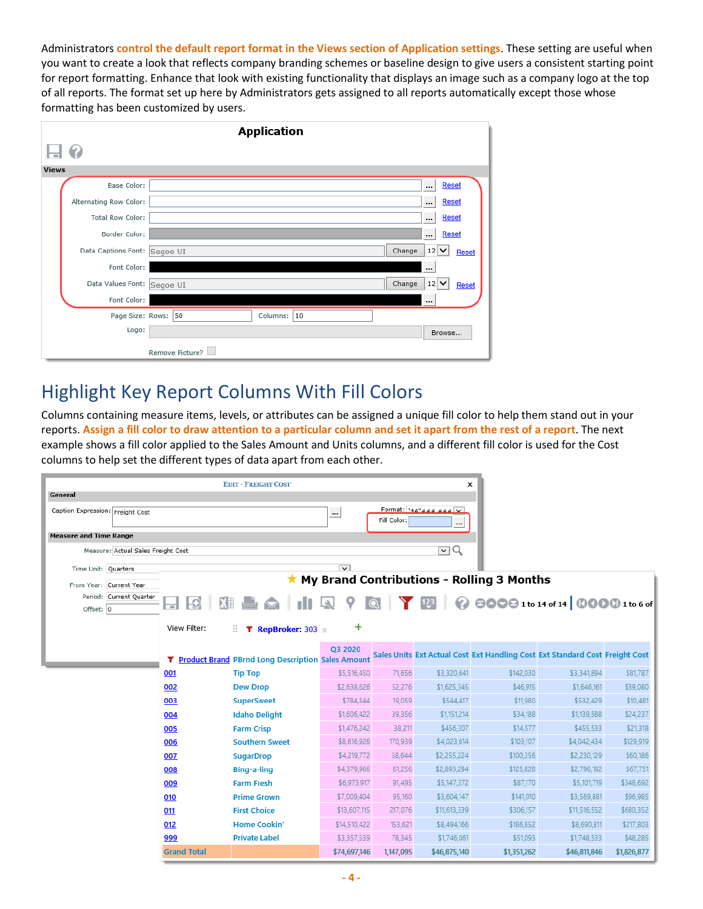Administrators **control the default report format in the Views section of Application settings**. These setting are useful when you want to create a look that reflects company branding schemes or baseline design to give users a consistent starting point for report formatting. Enhance that look with existing functionality that displays an image such as a company logo at the top of all reports. The format set up here by Administrators gets assigned to all reports automatically except those whose formatting has been customized by users.

## Highlight Key Report Columns With Fill Colors

Columns containing measure items, levels, or attributes can be assigned a unique fill color to help them stand out in your reports. **Assign a fill color to draw attention to a particular column and set it apart from the rest of a report**. The next example shows a fill color applied to the Sales Amount and Units columns, and a different fill color is used for the Cost columns to help set the different types of data apart from each other.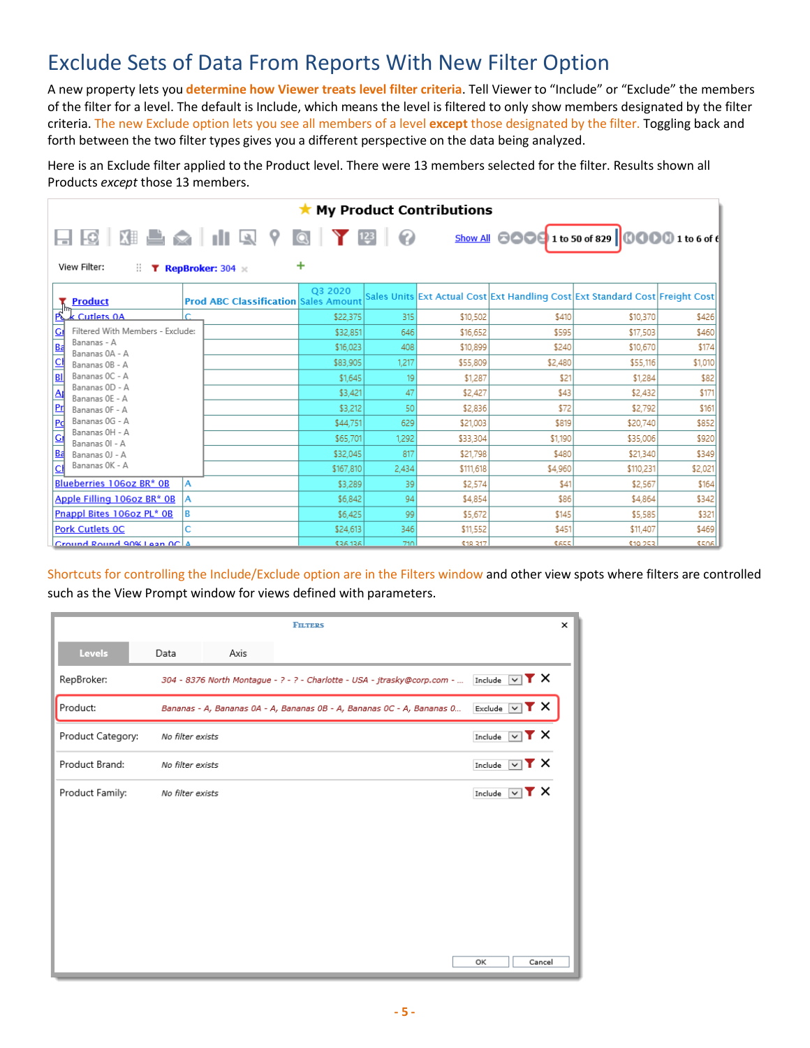# Exclude Sets of Data From Reports With New Filter Option

A new property lets you **determine how Viewer treats level filter criteria**. Tell Viewer to "Include" or "Exclude" the members of the filter for a level. The default is Include, which means the level is filtered to only show members designated by the filter criteria. The new Exclude option lets you see all members of a level **except** those designated by the filter. Toggling back and forth between the two filter types gives you a different perspective on the data being analyzed.

Here is an Exclude filter applied to the Product level. There were 13 members selected for the filter. Results shown all Products *except* those 13 members.

Shortcuts for controlling the Include/Exclude option are in the Filters window and other view spots where filters are controlled such as the View Prompt window for views defined with parameters.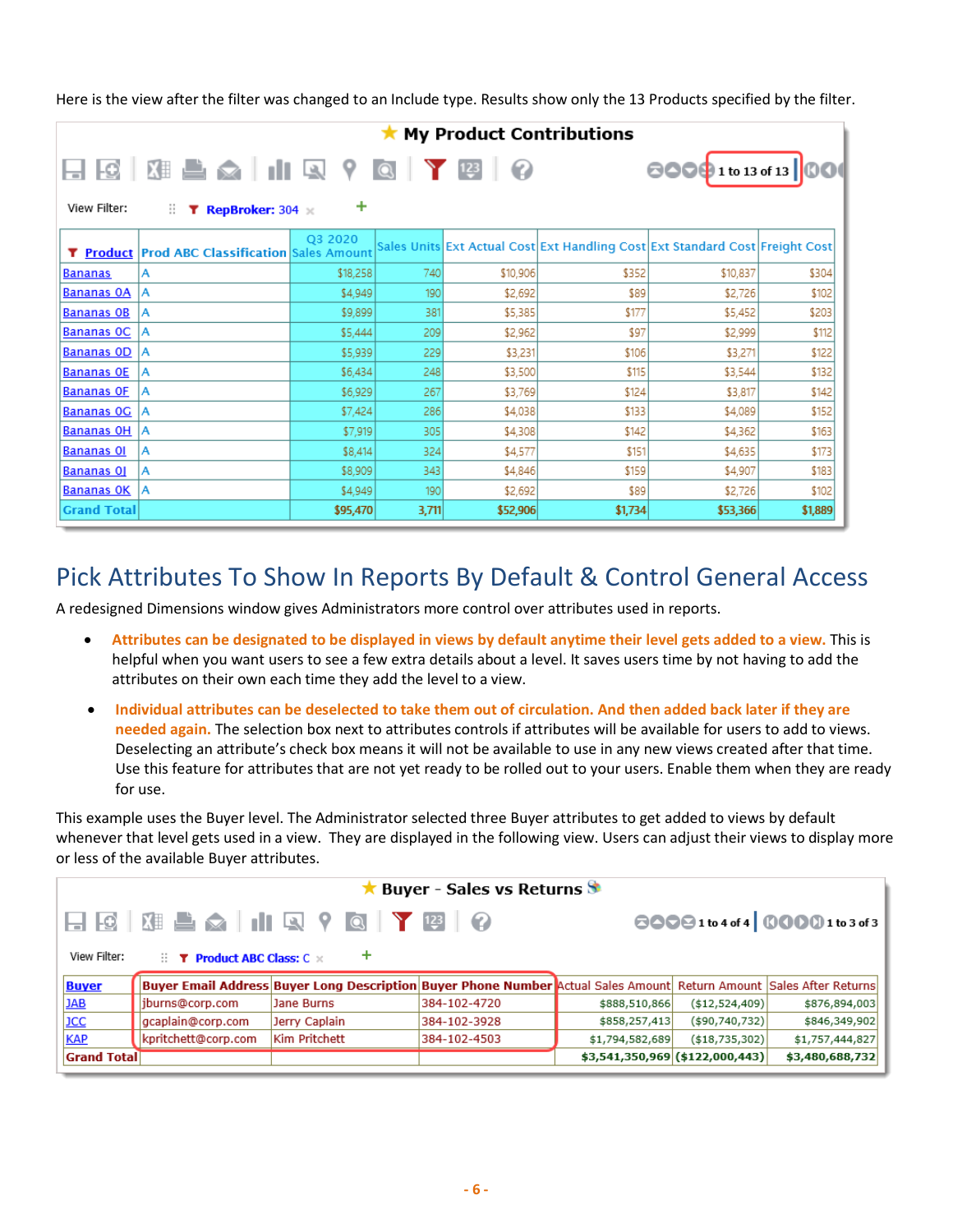Here is the view after the filter was changed to an Include type. Results show only the 13 Products specified by the filter.

**My Product Contributions**

1 to 13 of 13

View Filter: RepBroker: 304

| Product | Prod ABC Classification | Q3 2020 Sales Amount | Sales Units | Ext Actual Cost | Ext Handling Cost | Ext Standard Cost | Freight Cost |
|---|---|---|---|---|---|---|---|
| Bananas | A | $18,258 | 740 | $10,906 | $352 | $10,837 | $304 |
| Bananas 0A | A | $4,949 | 190 | $2,692 | $89 | $2,726 | $102 |
| Bananas 0B | A | $9,899 | 381 | $5,385 | $177 | $5,452 | $203 |
| Bananas 0C | A | $5,444 | 209 | $2,962 | $97 | $2,999 | $112 |
| Bananas 0D | A | $5,939 | 229 | $3,231 | $106 | $3,271 | $122 |
| Bananas 0E | A | $6,434 | 248 | $3,500 | $115 | $3,544 | $132 |
| Bananas 0F | A | $6,929 | 267 | $3,769 | $124 | $3,817 | $142 |
| Bananas 0G | A | $7,424 | 286 | $4,038 | $133 | $4,089 | $152 |
| Bananas 0H | A | $7,919 | 305 | $4,308 | $142 | $4,362 | $163 |
| Bananas 0I | A | $8,414 | 324 | $4,577 | $151 | $4,635 | $173 |
| Bananas 0J | A | $8,909 | 343 | $4,846 | $159 | $4,907 | $183 |
| Bananas 0K | A | $4,949 | 190 | $2,692 | $89 | $2,726 | $102 |
| Grand Total | | $95,470 | 3,711 | $52,906 | $1,734 | $53,366 | $1,889 |

## Pick Attributes To Show In Reports By Default & Control General Access

A redesigned Dimensions window gives Administrators more control over attributes used in reports.

- **Attributes can be designated to be displayed in views by default anytime their level gets added to a view.** This is helpful when you want users to see a few extra details about a level. It saves users time by not having to add the attributes on their own each time they add the level to a view.
- **Individual attributes can be deselected to take them out of circulation. And then added back later if they are needed again.** The selection box next to attributes controls if attributes will be available for users to add to views. Deselecting an attribute's check box means it will not be available to use in any new views created after that time. Use this feature for attributes that are not yet ready to be rolled out to your users. Enable them when they are ready for use.

This example uses the Buyer level. The Administrator selected three Buyer attributes to get added to views by default whenever that level gets used in a view. They are displayed in the following view. Users can adjust their views to display more or less of the available Buyer attributes.

**Buyer - Sales vs Returns**

1 to 4 of 4 | 1 to 3 of 3

View Filter: Product ABC Class: C

| Buyer | Buyer Email Address | Buyer Long Description | Buyer Phone Number | Actual Sales Amount | Return Amount | Sales After Returns |
|---|---|---|---|---|---|---|
| JAB | jburns@corp.com | Jane Burns | 384-102-4720 | $888,510,866 | ($12,524,409) | $876,894,003 |
| JCC | gcaplain@corp.com | Jerry Caplain | 384-102-3928 | $858,257,413 | ($90,740,732) | $846,349,902 |
| KAP | kpritchett@corp.com | Kim Pritchett | 384-102-4503 | $1,794,582,689 | ($18,735,302) | $1,757,444,827 |
| Grand Total | | | | $3,541,350,969 | ($122,000,443) | $3,480,688,732 |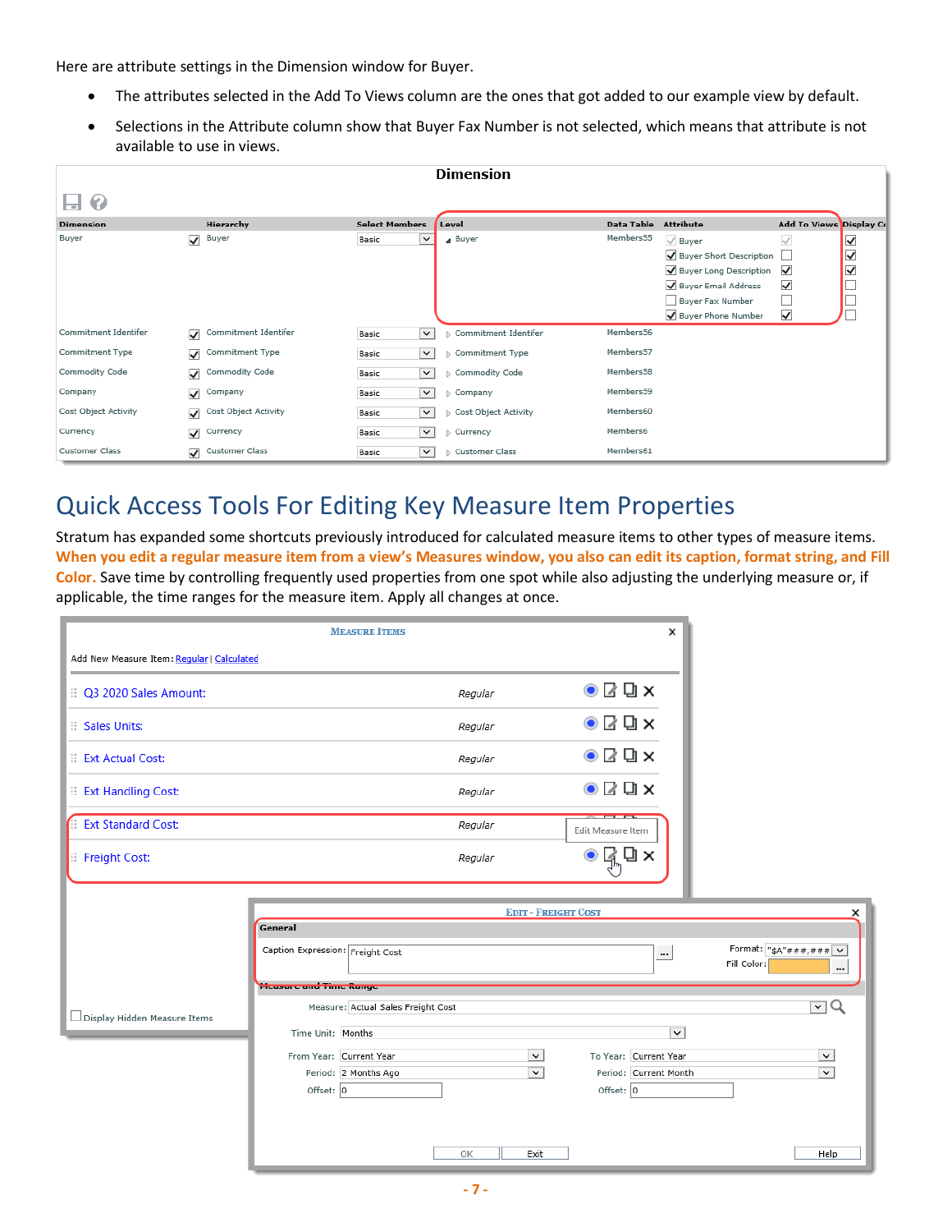Here are attribute settings in the Dimension window for Buyer.

- The attributes selected in the Add To Views column are the ones that got added to our example view by default.
- Selections in the Attribute column show that Buyer Fax Number is not selected, which means that attribute is not available to use in views.

## Quick Access Tools For Editing Key Measure Item Properties

Stratum has expanded some shortcuts previously introduced for calculated measure items to other types of measure items. **When you edit a regular measure item from a view's Measures window, you also can edit its caption, format string, and Fill Color.** Save time by controlling frequently used properties from one spot while also adjusting the underlying measure or, if applicable, the time ranges for the measure item. Apply all changes at once.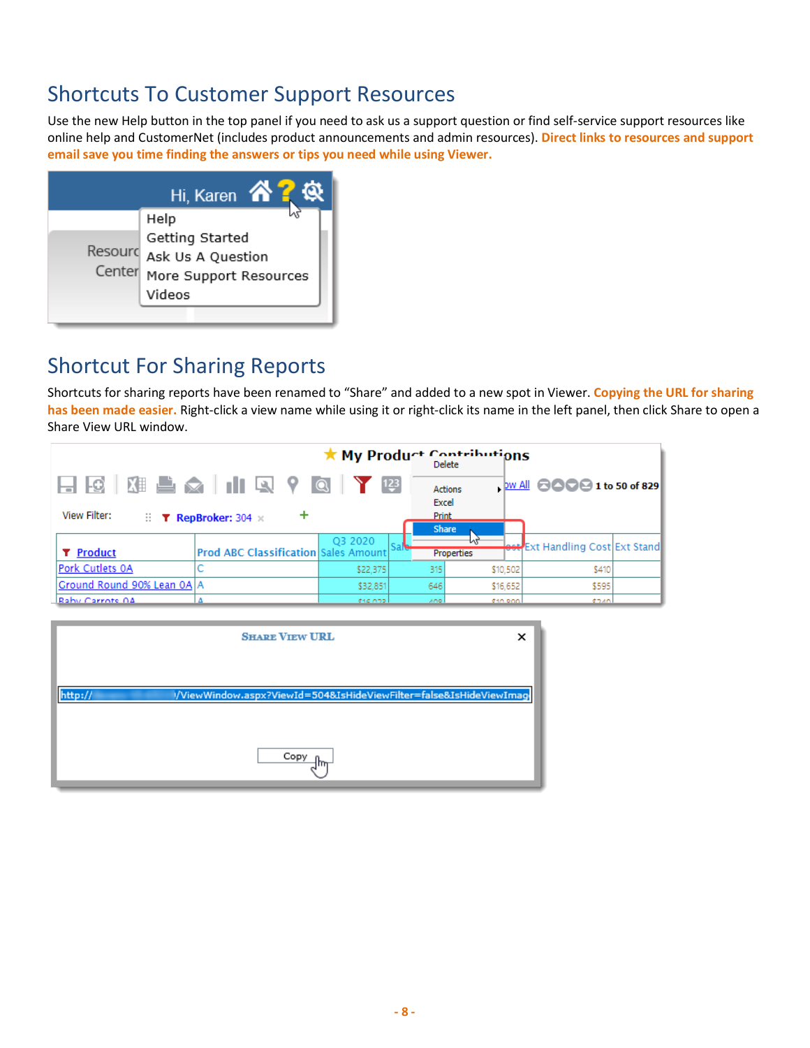## Shortcuts To Customer Support Resources

Use the new Help button in the top panel if you need to ask us a support question or find self-service support resources like online help and CustomerNet (includes product announcements and admin resources). **Direct links to resources and support email save you time finding the answers or tips you need while using Viewer.**

## Shortcut For Sharing Reports

Shortcuts for sharing reports have been renamed to "Share" and added to a new spot in Viewer. **Copying the URL for sharing has been made easier.** Right-click a view name while using it or right-click its name in the left panel, then click Share to open a Share View URL window.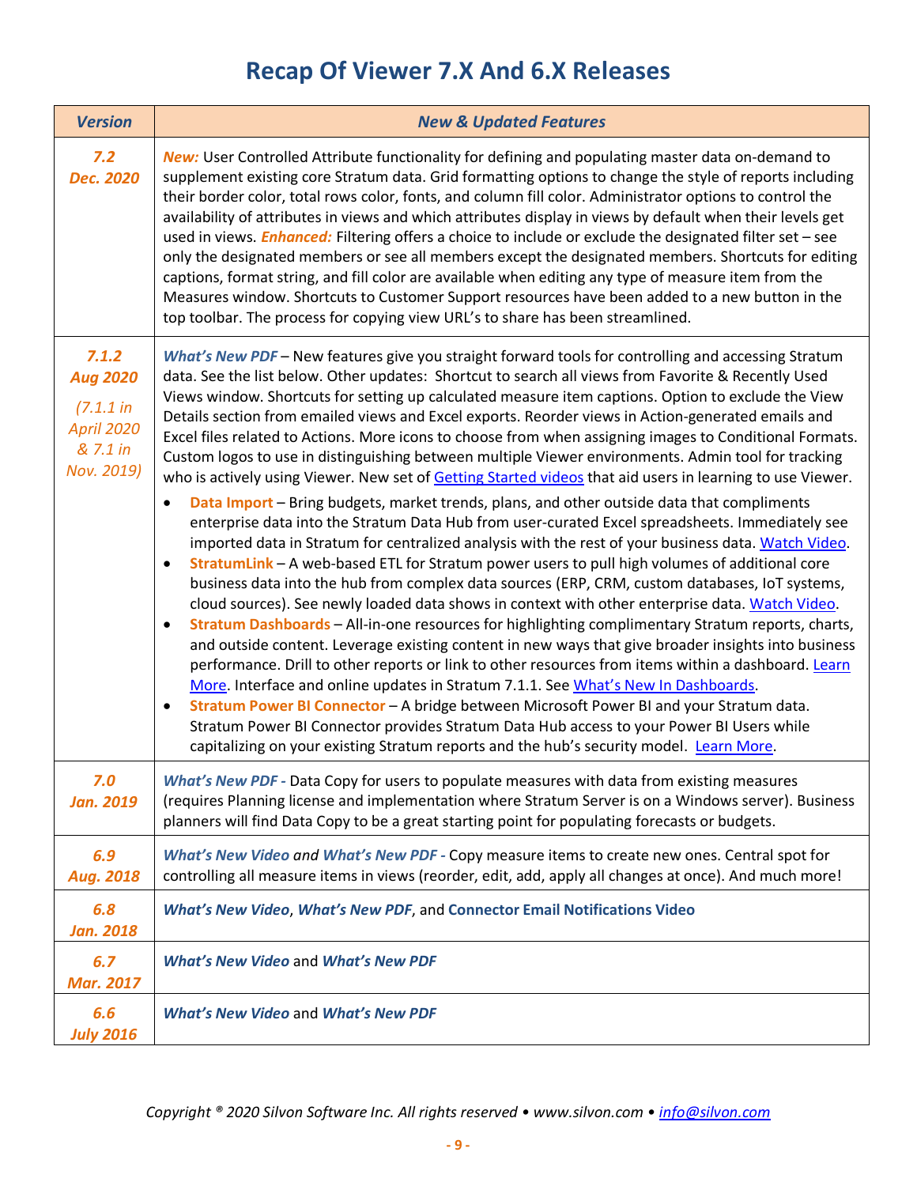# Recap Of Viewer 7.X And 6.X Releases

| *Version* | *New & Updated Features* |
|---|---|
| ***7.2*** ***Dec. 2020*** | ***New:*** User Controlled Attribute functionality for defining and populating master data on-demand to supplement existing core Stratum data. Grid formatting options to change the style of reports including their border color, total rows color, fonts, and column fill color. Administrator options to control the availability of attributes in views and which attributes display in views by default when their levels get used in views. ***Enhanced:*** Filtering offers a choice to include or exclude the designated filter set – see only the designated members or see all members except the designated members. Shortcuts for editing captions, format string, and fill color are available when editing any type of measure item from the Measures window. Shortcuts to Customer Support resources have been added to a new button in the top toolbar. The process for copying view URL's to share has been streamlined. |
| ***7.1.2*** ***Aug 2020*** *(7.1.1 in April 2020 & 7.1 in Nov. 2019)* | ***What's New PDF*** – New features give you straight forward tools for controlling and accessing Stratum data. See the list below. Other updates: Shortcut to search all views from Favorite & Recently Used Views window. Shortcuts for setting up calculated measure item captions. Option to exclude the View Details section from emailed views and Excel exports. Reorder views in Action-generated emails and Excel files related to Actions. More icons to choose from when assigning images to Conditional Formats. Custom logos to use in distinguishing between multiple Viewer environments. Admin tool for tracking who is actively using Viewer. New set of Getting Started videos that aid users in learning to use Viewer.<br>• **Data Import** – Bring budgets, market trends, plans, and other outside data that compliments enterprise data into the Stratum Data Hub from user-curated Excel spreadsheets. Immediately see imported data in Stratum for centralized analysis with the rest of your business data. Watch Video.<br>• **StratumLink** – A web-based ETL for Stratum power users to pull high volumes of additional core business data into the hub from complex data sources (ERP, CRM, custom databases, IoT systems, cloud sources). See newly loaded data shows in context with other enterprise data. Watch Video.<br>• **Stratum Dashboards** – All-in-one resources for highlighting complimentary Stratum reports, charts, and outside content. Leverage existing content in new ways that give broader insights into business performance. Drill to other reports or link to other resources from items within a dashboard. Learn More. Interface and online updates in Stratum 7.1.1. See What's New In Dashboards.<br>• **Stratum Power BI Connector** – A bridge between Microsoft Power BI and your Stratum data. Stratum Power BI Connector provides Stratum Data Hub access to your Power BI Users while capitalizing on your existing Stratum reports and the hub's security model. Learn More. |
| ***7.0*** ***Jan. 2019*** | ***What's New PDF -*** Data Copy for users to populate measures with data from existing measures (requires Planning license and implementation where Stratum Server is on a Windows server). Business planners will find Data Copy to be a great starting point for populating forecasts or budgets. |
| ***6.9*** ***Aug. 2018*** | ***What's New Video*** *and* ***What's New PDF*** - Copy measure items to create new ones. Central spot for controlling all measure items in views (reorder, edit, add, apply all changes at once). And much more! |
| ***6.8*** ***Jan. 2018*** | ***What's New Video***, ***What's New PDF***, and **Connector Email Notifications Video** |
| ***6.7*** ***Mar. 2017*** | ***What's New Video*** and ***What's New PDF*** |
| ***6.6*** ***July 2016*** | ***What's New Video*** and ***What's New PDF*** |

*Copyright ® 2020 Silvon Software Inc. All rights reserved • www.silvon.com • info@silvon.com*